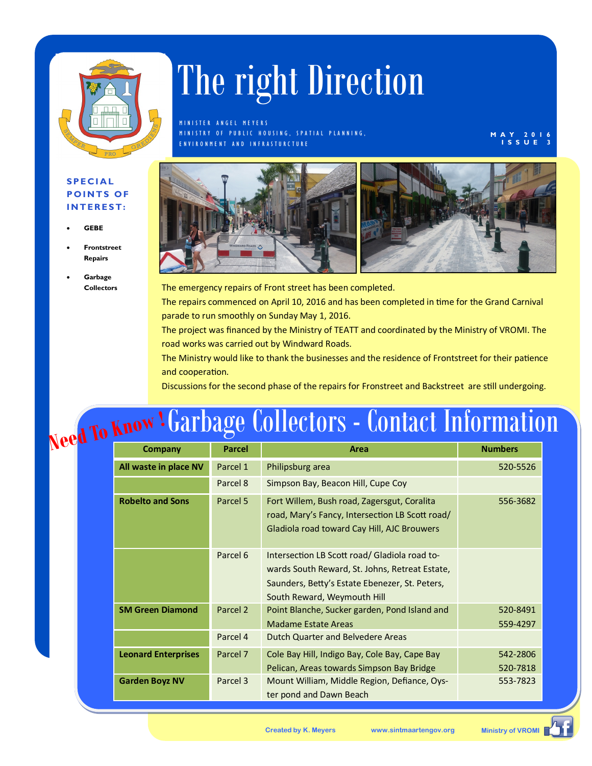# The right Direction

MINISTER ANGEL MEYERS
MINISTRY OF PUBLIC HOUSING, SPATIAL PLANNING, ENVIRONMENT AND INFRASTRUCTURE

MAY 2016
ISSUE 3

**SPECIAL POINTS OF INTEREST:**

- **GEBE**
- **Frontstreet Repairs**
- **Garbage Collectors**

The emergency repairs of Front street has been completed.

The repairs commenced on April 10, 2016 and has been completed in time for the Grand Carnival parade to run smoothly on Sunday May 1, 2016.

The project was financed by the Ministry of TEATT and coordinated by the Ministry of VROMI. The road works was carried out by Windward Roads.

The Ministry would like to thank the businesses and the residence of Frontstreet for their patience and cooperation.

Discussions for the second phase of the repairs for Fronstreet and Backstreet are still undergoing.

## Need To Know ! Garbage Collectors - Contact Information

| Company | Parcel | Area | Numbers |
|---|---|---|---|
| **All waste in place NV** | Parcel 1 | Philipsburg area | 520-5526 |
| | Parcel 8 | Simpson Bay, Beacon Hill, Cupe Coy | |
| **Robelto and Sons** | Parcel 5 | Fort Willem, Bush road, Zagersgut, Coralita road, Mary's Fancy, Intersection LB Scott road/ Gladiola road toward Cay Hill, AJC Brouwers | 556-3682 |
| | Parcel 6 | Intersection LB Scott road/ Gladiola road towards South Reward, St. Johns, Retreat Estate, Saunders, Betty's Estate Ebenezer, St. Peters, South Reward, Weymouth Hill | |
| **SM Green Diamond** | Parcel 2 | Point Blanche, Sucker garden, Pond Island and Madame Estate Areas | 520-8491<br>559-4297 |
| | Parcel 4 | Dutch Quarter and Belvedere Areas | |
| **Leonard Enterprises** | Parcel 7 | Cole Bay Hill, Indigo Bay, Cole Bay, Cape Bay Pelican, Areas towards Simpson Bay Bridge | 542-2806<br>520-7818 |
| **Garden Boyz NV** | Parcel 3 | Mount William, Middle Region, Defiance, Oyster pond and Dawn Beach | 553-7823 |

Created by K. Meyers    www.sintmaartengov.org    Ministry of VROMI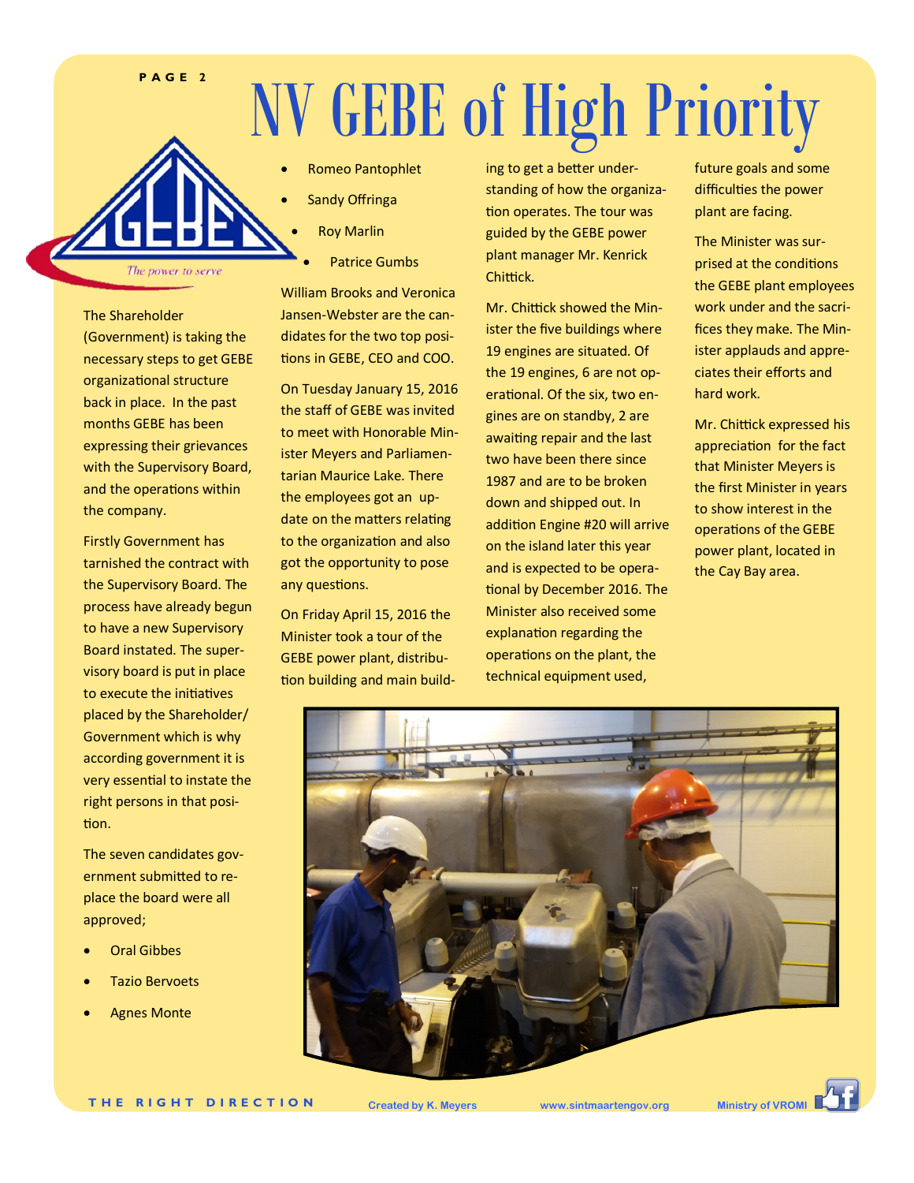# NV GEBE of High Priority

The Shareholder (Government) is taking the necessary steps to get GEBE organizational structure back in place. In the past months GEBE has been expressing their grievances with the Supervisory Board, and the operations within the company.

Firstly Government has tarnished the contract with the Supervisory Board. The process have already begun to have a new Supervisory Board instated. The supervisory board is put in place to execute the initiatives placed by the Shareholder/Government which is why according government it is very essential to instate the right persons in that position.

The seven candidates government submitted to replace the board were all approved;

- Oral Gibbes
- Tazio Bervoets
- Agnes Monte
- Romeo Pantophlet
- Sandy Offringa
- Roy Marlin
- Patrice Gumbs

William Brooks and Veronica Jansen-Webster are the candidates for the two top positions in GEBE, CEO and COO.

On Tuesday January 15, 2016 the staff of GEBE was invited to meet with Honorable Minister Meyers and Parliamentarian Maurice Lake. There the employees got an update on the matters relating to the organization and also got the opportunity to pose any questions.

On Friday April 15, 2016 the Minister took a tour of the GEBE power plant, distribution building and main building to get a better understanding of how the organization operates. The tour was guided by the GEBE power plant manager Mr. Kenrick Chittick.

Mr. Chittick showed the Minister the five buildings where 19 engines are situated. Of the 19 engines, 6 are not operational. Of the six, two engines are on standby, 2 are awaiting repair and the last two have been there since 1987 and are to be broken down and shipped out. In addition Engine #20 will arrive on the island later this year and is expected to be operational by December 2016. The Minister also received some explanation regarding the operations on the plant, the technical equipment used, future goals and some difficulties the power plant are facing.

The Minister was surprised at the conditions the GEBE plant employees work under and the sacrifices they make. The Minister applauds and appreciates their efforts and hard work.

Mr. Chittick expressed his appreciation for the fact that Minister Meyers is the first Minister in years to show interest in the operations of the GEBE power plant, located in the Cay Bay area.